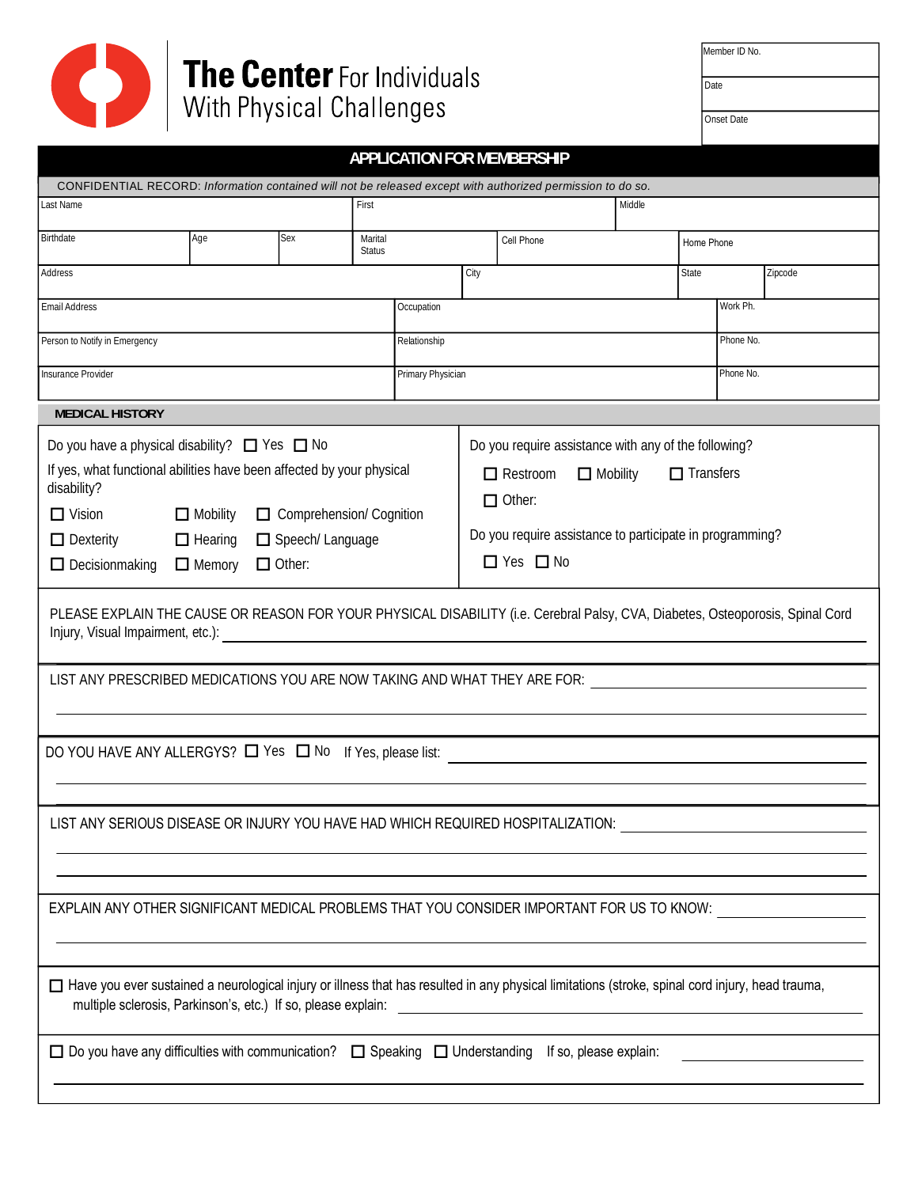# The Center For Individuals With Physical Challenges

| Member ID No. |
| --- |
| Date |
| Onset Date |

## APPLICATION FOR MEMBERSHIP

CONFIDENTIAL RECORD: *Information contained will not be released except with authorized permission to do so.*

| Last Name | | | First | | Middle | |
| --- | --- | --- | --- | --- | --- | --- |
| Birthdate | Age | Sex | Marital Status | Cell Phone | Home Phone | |
| Address | | | | City | State | Zipcode |
| Email Address | | | Occupation | | Work Ph. | |
| Person to Notify in Emergency | | | Relationship | | Phone No. | |
| Insurance Provider | | | Primary Physician | | Phone No. | |

### MEDICAL HISTORY

Do you have a physical disability? ☐ Yes ☐ No

If yes, what functional abilities have been affected by your physical disability?

☐ Vision ☐ Mobility ☐ Comprehension/ Cognition

☐ Dexterity ☐ Hearing ☐ Speech/ Language

☐ Decisionmaking ☐ Memory ☐ Other:

Do you require assistance with any of the following?

☐ Restroom ☐ Mobility ☐ Transfers

☐ Other:

Do you require assistance to participate in programming?

☐ Yes ☐ No

PLEASE EXPLAIN THE CAUSE OR REASON FOR YOUR PHYSICAL DISABILITY (i.e. Cerebral Palsy, CVA, Diabetes, Osteoporosis, Spinal Cord Injury, Visual Impairment, etc.): ______________________

LIST ANY PRESCRIBED MEDICATIONS YOU ARE NOW TAKING AND WHAT THEY ARE FOR: ______________________

DO YOU HAVE ANY ALLERGYS? ☐ Yes ☐ No If Yes, please list: ______________________

LIST ANY SERIOUS DISEASE OR INJURY YOU HAVE HAD WHICH REQUIRED HOSPITALIZATION: ______________________

EXPLAIN ANY OTHER SIGNIFICANT MEDICAL PROBLEMS THAT YOU CONSIDER IMPORTANT FOR US TO KNOW: ______________________

☐ Have you ever sustained a neurological injury or illness that has resulted in any physical limitations (stroke, spinal cord injury, head trauma, multiple sclerosis, Parkinson's, etc.) If so, please explain: ______________________

☐ Do you have any difficulties with communication? ☐ Speaking ☐ Understanding If so, please explain: ______________________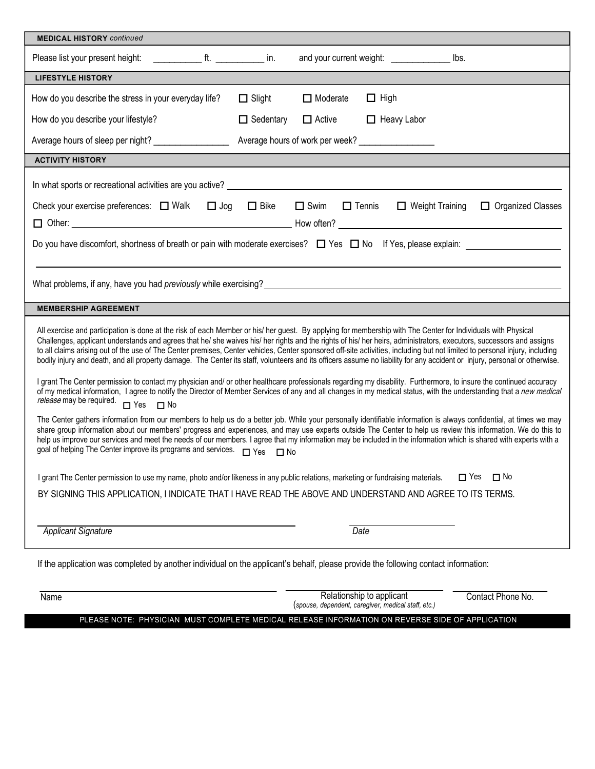## MEDICAL HISTORY *continued*

Please list your present height: __________ ft. __________ in. and your current weight: ____________ lbs.

## LIFESTYLE HISTORY

How do you describe the stress in your everyday life? ☐ Slight ☐ Moderate ☐ High

How do you describe your lifestyle? ☐ Sedentary ☐ Active ☐ Heavy Labor

Average hours of sleep per night? ________________ Average hours of work per week? ________________

## ACTIVITY HISTORY

In what sports or recreational activities are you active? ____________________

Check your exercise preferences: ☐ Walk ☐ Jog ☐ Bike ☐ Swim ☐ Tennis ☐ Weight Training ☐ Organized Classes

☐ Other: ____________________ How often? ____________________

Do you have discomfort, shortness of breath or pain with moderate exercises? ☐ Yes ☐ No If Yes, please explain: ____________________

____________________

What problems, if any, have you had *previously* while exercising? ____________________

## MEMBERSHIP AGREEMENT

All exercise and participation is done at the risk of each Member or his/ her guest. By applying for membership with The Center for Individuals with Physical Challenges, applicant understands and agrees that he/ she waives his/ her rights and the rights of his/ her heirs, administrators, executors, successors and assigns to all claims arising out of the use of The Center premises, Center vehicles, Center sponsored off-site activities, including but not limited to personal injury, including bodily injury and death, and all property damage. The Center its staff, volunteers and its officers assume no liability for any accident or injury, personal or otherwise.

I grant The Center permission to contact my physician and/ or other healthcare professionals regarding my disability. Furthermore, to insure the continued accuracy of my medical information, I agree to notify the Director of Member Services of any and all changes in my medical status, with the understanding that a *new medical release* may be required. ☐ Yes ☐ No

The Center gathers information from our members to help us do a better job. While your personally identifiable information is always confidential, at times we may share group information about our members' progress and experiences, and may use experts outside The Center to help us review this information. We do this to help us improve our services and meet the needs of our members. I agree that my information may be included in the information which is shared with experts with a goal of helping The Center improve its programs and services. ☐ Yes ☐ No

I grant The Center permission to use my name, photo and/or likeness in any public relations, marketing or fundraising materials. ☐ Yes ☐ No

BY SIGNING THIS APPLICATION, I INDICATE THAT I HAVE READ THE ABOVE AND UNDERSTAND AND AGREE TO ITS TERMS.

____________________ ____________________

*Applicant Signature* *Date*

If the application was completed by another individual on the applicant's behalf, please provide the following contact information:

____________________ ____________________ ____________________

Name | Relationship to applicant (*spouse, dependent, caregiver, medical staff, etc.*) | Contact Phone No.

**PLEASE NOTE: PHYSICIAN MUST COMPLETE MEDICAL RELEASE INFORMATION ON REVERSE SIDE OF APPLICATION**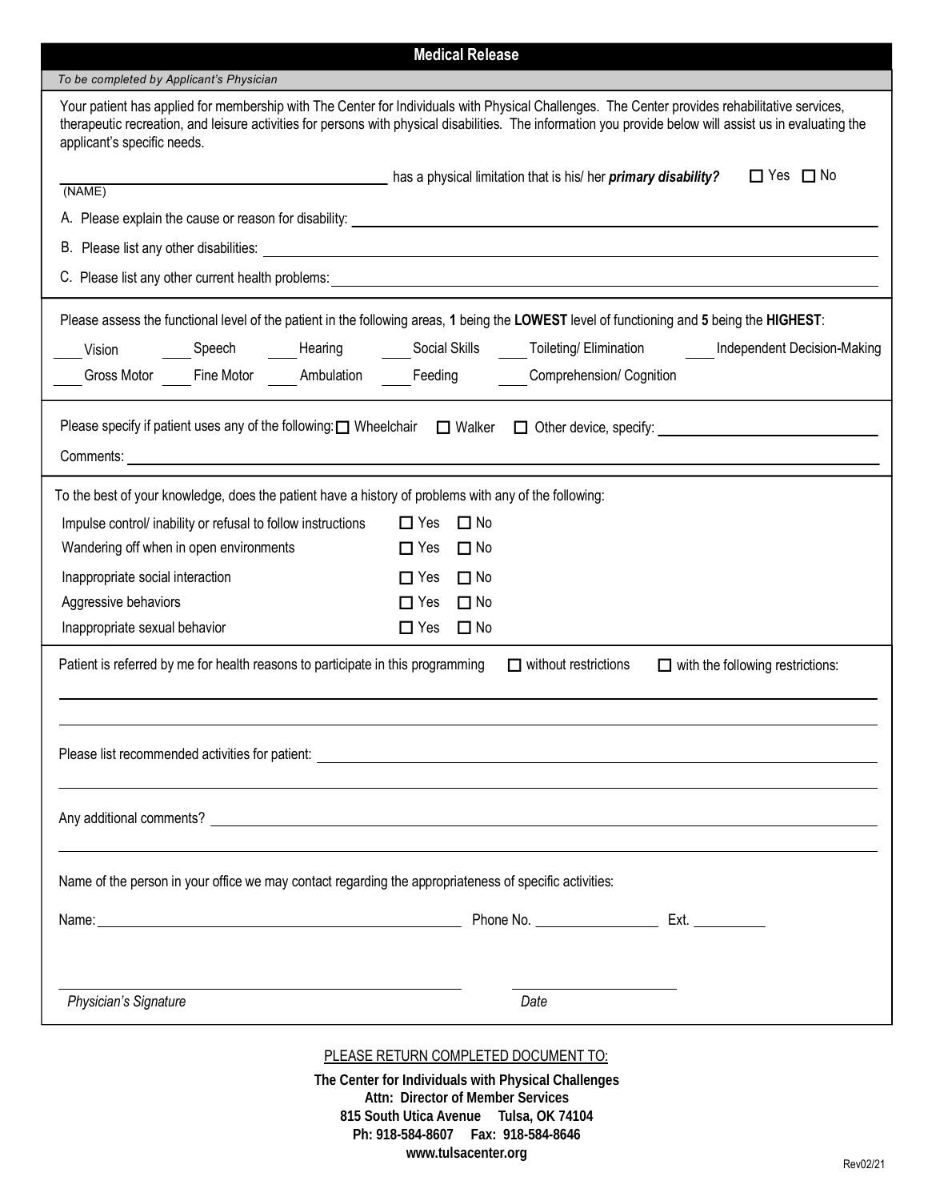## Medical Release

*To be completed by Applicant's Physician*

Your patient has applied for membership with The Center for Individuals with Physical Challenges. The Center provides rehabilitative services, therapeutic recreation, and leisure activities for persons with physical disabilities. The information you provide below will assist us in evaluating the applicant's specific needs.

______________________________ has a physical limitation that is his/ her ***primary disability?*** ☐ Yes ☐ No
(NAME)

A. Please explain the cause or reason for disability: ______________________________

B. Please list any other disabilities: ______________________________

C. Please list any other current health problems: ______________________________

Please assess the functional level of the patient in the following areas, **1** being the **LOWEST** level of functioning and **5** being the **HIGHEST**:

____ Vision ____ Speech ____ Hearing ____ Social Skills ____ Toileting/ Elimination ____ Independent Decision-Making

____ Gross Motor ____ Fine Motor ____ Ambulation ____ Feeding ____ Comprehension/ Cognition

Please specify if patient uses any of the following: ☐ Wheelchair ☐ Walker ☐ Other device, specify: ______________________________

Comments: ______________________________

To the best of your knowledge, does the patient have a history of problems with any of the following:

| | | |
|---|---|---|
| Impulse control/ inability or refusal to follow instructions | ☐ Yes | ☐ No |
| Wandering off when in open environments | ☐ Yes | ☐ No |
| Inappropriate social interaction | ☐ Yes | ☐ No |
| Aggressive behaviors | ☐ Yes | ☐ No |
| Inappropriate sexual behavior | ☐ Yes | ☐ No |

Patient is referred by me for health reasons to participate in this programming ☐ without restrictions ☐ with the following restrictions:

______________________________

______________________________

Please list recommended activities for patient: ______________________________

______________________________

Any additional comments? ______________________________

______________________________

Name of the person in your office we may contact regarding the appropriateness of specific activities:

Name: ______________________________ Phone No. ______________ Ext. __________

______________________________ ______________
*Physician's Signature* *Date*

PLEASE RETURN COMPLETED DOCUMENT TO:

**The Center for Individuals with Physical Challenges**
**Attn: Director of Member Services**
**815 South Utica Avenue Tulsa, OK 74104**
**Ph: 918-584-8607 Fax: 918-584-8646**
**www.tulsacenter.org**

Rev02/21